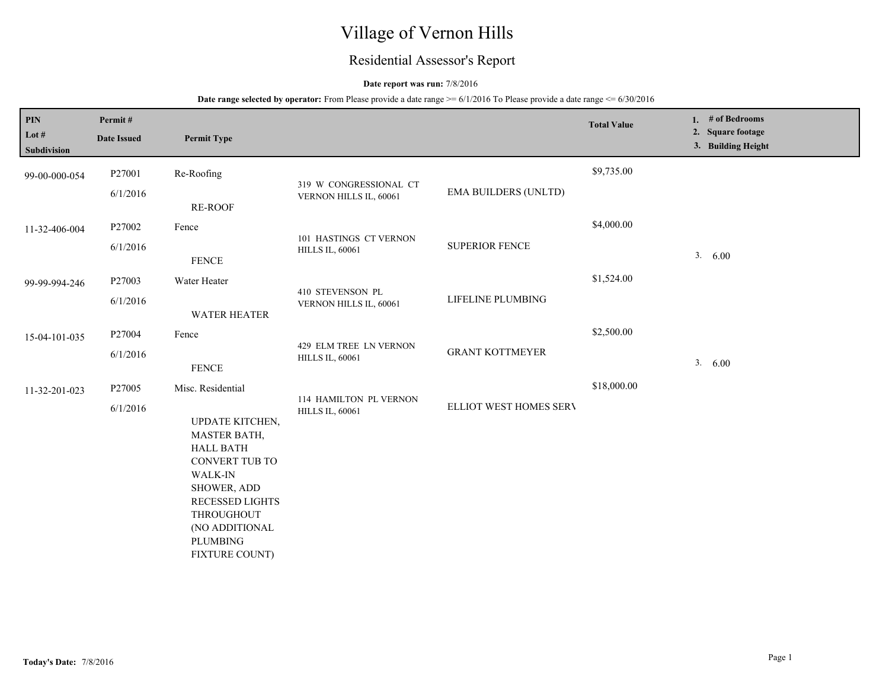# Village of Vernon Hills

## Residential Assessor's Report

**Date report was run:** 7/8/2016

**Date range selected by operator:** From Please provide a date range >= 6/1/2016 To Please provide a date range <= 6/30/2016

| PIN / Lot # / Subdivision | Permit # / Date Issued | Permit Type | | | Total Value | 1. # of Bedrooms 2. Square footage 3. Building Height |
|---|---|---|---|---|---|---|
| 99-00-000-054 | P27001 6/1/2016 | Re-Roofing RE-ROOF | 319 W CONGRESSIONAL CT VERNON HILLS IL, 60061 | EMA BUILDERS (UNLTD) | $9,735.00 | |
| 11-32-406-004 | P27002 6/1/2016 | Fence FENCE | 101 HASTINGS CT VERNON HILLS IL, 60061 | SUPERIOR FENCE | $4,000.00 | 3. 6.00 |
| 99-99-994-246 | P27003 6/1/2016 | Water Heater WATER HEATER | 410 STEVENSON PL VERNON HILLS IL, 60061 | LIFELINE PLUMBING | $1,524.00 | |
| 15-04-101-035 | P27004 6/1/2016 | Fence FENCE | 429 ELM TREE LN VERNON HILLS IL, 60061 | GRANT KOTTMEYER | $2,500.00 | 3. 6.00 |
| 11-32-201-023 | P27005 6/1/2016 | Misc. Residential UPDATE KITCHEN, MASTER BATH, HALL BATH CONVERT TUB TO WALK-IN SHOWER, ADD RECESSED LIGHTS THROUGHOUT (NO ADDITIONAL PLUMBING FIXTURE COUNT) | 114 HAMILTON PL VERNON HILLS IL, 60061 | ELLIOT WEST HOMES SERV | $18,000.00 | |

**Today's Date:** 7/8/2016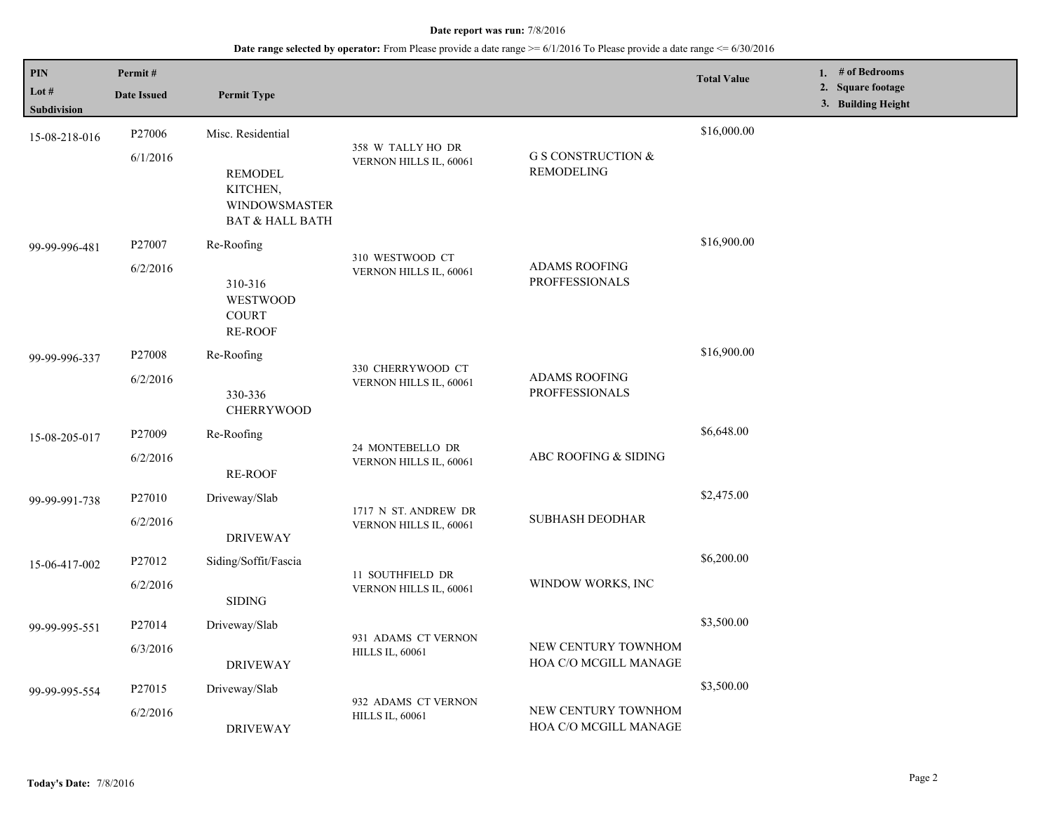**Date report was run:** 7/8/2016

**Date range selected by operator:** From Please provide a date range >= 6/1/2016 To Please provide a date range <= 6/30/2016

| PIN<br>Lot #<br>Subdivision | Permit #<br>Date Issued | Permit Type | | | Total Value | 1. # of Bedrooms<br>2. Square footage<br>3. Building Height |
|---|---|---|---|---|---|---|
| 15-08-218-016 | P27006<br>6/1/2016 | Misc. Residential<br><br>REMODEL KITCHEN, WINDOWSMASTER BAT & HALL BATH | 358 W TALLY HO DR<br>VERNON HILLS IL, 60061 | G S CONSTRUCTION & REMODELING | $16,000.00 | |
| 99-99-996-481 | P27007<br>6/2/2016 | Re-Roofing<br><br>310-316 WESTWOOD COURT RE-ROOF | 310 WESTWOOD CT<br>VERNON HILLS IL, 60061 | ADAMS ROOFING PROFFESSIONALS | $16,900.00 | |
| 99-99-996-337 | P27008<br>6/2/2016 | Re-Roofing<br><br>330-336 CHERRYWOOD | 330 CHERRYWOOD CT<br>VERNON HILLS IL, 60061 | ADAMS ROOFING PROFFESSIONALS | $16,900.00 | |
| 15-08-205-017 | P27009<br>6/2/2016 | Re-Roofing<br><br>RE-ROOF | 24 MONTEBELLO DR<br>VERNON HILLS IL, 60061 | ABC ROOFING & SIDING | $6,648.00 | |
| 99-99-991-738 | P27010<br>6/2/2016 | Driveway/Slab<br><br>DRIVEWAY | 1717 N ST. ANDREW DR<br>VERNON HILLS IL, 60061 | SUBHASH DEODHAR | $2,475.00 | |
| 15-06-417-002 | P27012<br>6/2/2016 | Siding/Soffit/Fascia<br><br>SIDING | 11 SOUTHFIELD DR<br>VERNON HILLS IL, 60061 | WINDOW WORKS, INC | $6,200.00 | |
| 99-99-995-551 | P27014<br>6/3/2016 | Driveway/Slab<br><br>DRIVEWAY | 931 ADAMS CT VERNON HILLS IL, 60061 | NEW CENTURY TOWNHOM HOA C/O MCGILL MANAGE | $3,500.00 | |
| 99-99-995-554 | P27015<br>6/2/2016 | Driveway/Slab<br><br>DRIVEWAY | 932 ADAMS CT VERNON HILLS IL, 60061 | NEW CENTURY TOWNHOM HOA C/O MCGILL MANAGE | $3,500.00 | |

**Today's Date:** 7/8/2016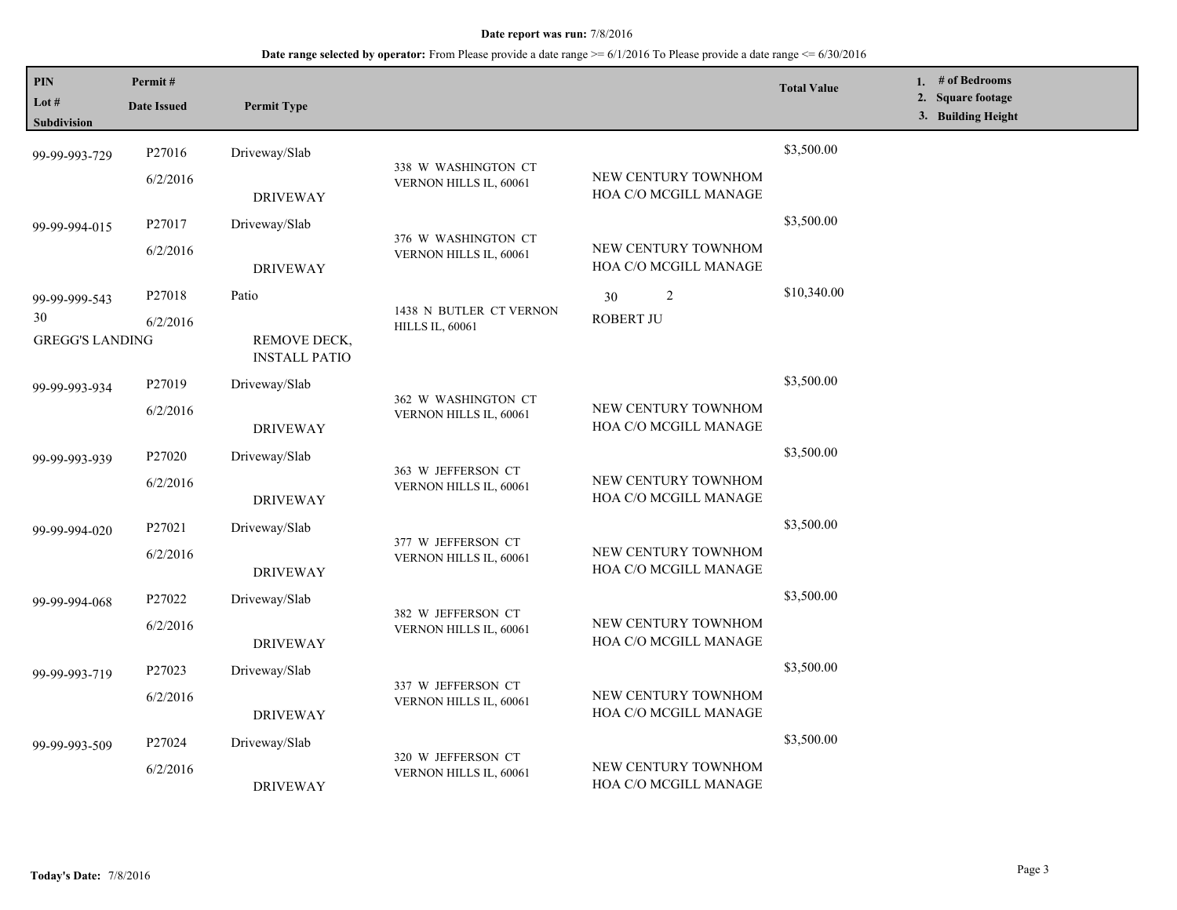**Date report was run:** 7/8/2016

**Date range selected by operator:** From Please provide a date range >= 6/1/2016 To Please provide a date range <= 6/30/2016

| PIN / Lot # / Subdivision | Permit # / Date Issued | Permit Type | | | Total Value | 1. # of Bedrooms 2. Square footage 3. Building Height |
|---|---|---|---|---|---|---|
| 99-99-993-729 | P27016 6/2/2016 | Driveway/Slab DRIVEWAY | 338 W WASHINGTON CT VERNON HILLS IL, 60061 | NEW CENTURY TOWNHOM HOA C/O MCGILL MANAGE | $3,500.00 | |
| 99-99-994-015 | P27017 6/2/2016 | Driveway/Slab DRIVEWAY | 376 W WASHINGTON CT VERNON HILLS IL, 60061 | NEW CENTURY TOWNHOM HOA C/O MCGILL MANAGE | $3,500.00 | |
| 99-99-999-543 30 GREGG'S LANDING | P27018 6/2/2016 | Patio REMOVE DECK, INSTALL PATIO | 1438 N BUTLER CT VERNON HILLS IL, 60061 | 30 2 ROBERT JU | $10,340.00 | |
| 99-99-993-934 | P27019 6/2/2016 | Driveway/Slab DRIVEWAY | 362 W WASHINGTON CT VERNON HILLS IL, 60061 | NEW CENTURY TOWNHOM HOA C/O MCGILL MANAGE | $3,500.00 | |
| 99-99-993-939 | P27020 6/2/2016 | Driveway/Slab DRIVEWAY | 363 W JEFFERSON CT VERNON HILLS IL, 60061 | NEW CENTURY TOWNHOM HOA C/O MCGILL MANAGE | $3,500.00 | |
| 99-99-994-020 | P27021 6/2/2016 | Driveway/Slab DRIVEWAY | 377 W JEFFERSON CT VERNON HILLS IL, 60061 | NEW CENTURY TOWNHOM HOA C/O MCGILL MANAGE | $3,500.00 | |
| 99-99-994-068 | P27022 6/2/2016 | Driveway/Slab DRIVEWAY | 382 W JEFFERSON CT VERNON HILLS IL, 60061 | NEW CENTURY TOWNHOM HOA C/O MCGILL MANAGE | $3,500.00 | |
| 99-99-993-719 | P27023 6/2/2016 | Driveway/Slab DRIVEWAY | 337 W JEFFERSON CT VERNON HILLS IL, 60061 | NEW CENTURY TOWNHOM HOA C/O MCGILL MANAGE | $3,500.00 | |
| 99-99-993-509 | P27024 6/2/2016 | Driveway/Slab DRIVEWAY | 320 W JEFFERSON CT VERNON HILLS IL, 60061 | NEW CENTURY TOWNHOM HOA C/O MCGILL MANAGE | $3,500.00 | |

**Today's Date:** 7/8/2016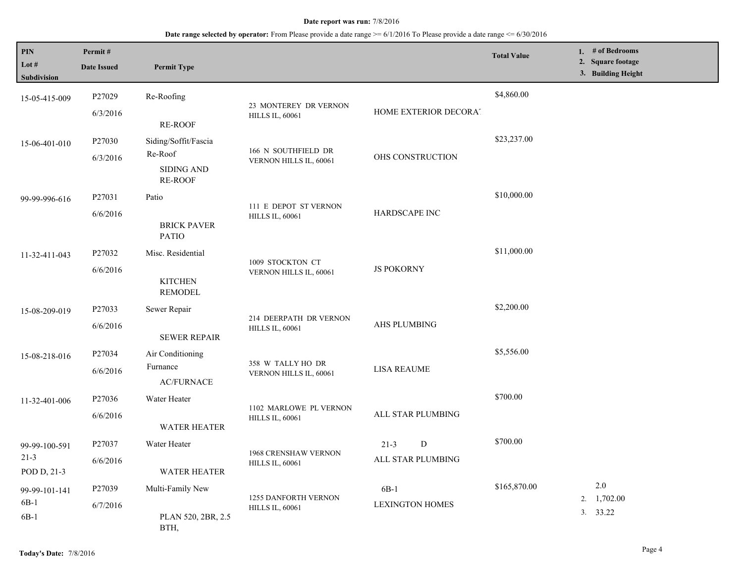**Date report was run:** 7/8/2016

**Date range selected by operator:** From Please provide a date range >= 6/1/2016 To Please provide a date range <= 6/30/2016

| PIN / Lot # / Subdivision | Permit # / Date Issued | Permit Type | | | Total Value | 1. # of Bedrooms 2. Square footage 3. Building Height |
|---|---|---|---|---|---|---|
| 15-05-415-009 | P27029 6/3/2016 | Re-Roofing RE-ROOF | 23 MONTEREY DR VERNON HILLS IL, 60061 | HOME EXTERIOR DECORA | $4,860.00 | |
| 15-06-401-010 | P27030 6/3/2016 | Siding/Soffit/Fascia Re-Roof SIDING AND RE-ROOF | 166 N SOUTHFIELD DR VERNON HILLS IL, 60061 | OHS CONSTRUCTION | $23,237.00 | |
| 99-99-996-616 | P27031 6/6/2016 | Patio BRICK PAVER PATIO | 111 E DEPOT ST VERNON HILLS IL, 60061 | HARDSCAPE INC | $10,000.00 | |
| 11-32-411-043 | P27032 6/6/2016 | Misc. Residential KITCHEN REMODEL | 1009 STOCKTON CT VERNON HILLS IL, 60061 | JS POKORNY | $11,000.00 | |
| 15-08-209-019 | P27033 6/6/2016 | Sewer Repair SEWER REPAIR | 214 DEERPATH DR VERNON HILLS IL, 60061 | AHS PLUMBING | $2,200.00 | |
| 15-08-218-016 | P27034 6/6/2016 | Air Conditioning Furnance AC/FURNACE | 358 W TALLY HO DR VERNON HILLS IL, 60061 | LISA REAUME | $5,556.00 | |
| 11-32-401-006 | P27036 6/6/2016 | Water Heater WATER HEATER | 1102 MARLOWE PL VERNON HILLS IL, 60061 | ALL STAR PLUMBING | $700.00 | |
| 99-99-100-591 21-3 POD D, 21-3 | P27037 6/6/2016 | Water Heater WATER HEATER | 1968 CRENSHAW VERNON HILLS IL, 60061 | 21-3 D ALL STAR PLUMBING | $700.00 | |
| 99-99-101-141 6B-1 6B-1 | P27039 6/7/2016 | Multi-Family New PLAN 520, 2BR, 2.5 BTH, | 1255 DANFORTH VERNON HILLS IL, 60061 | 6B-1 LEXINGTON HOMES | $165,870.00 | 2.0 2. 1,702.00 3. 33.22 |

Today's Date: 7/8/2016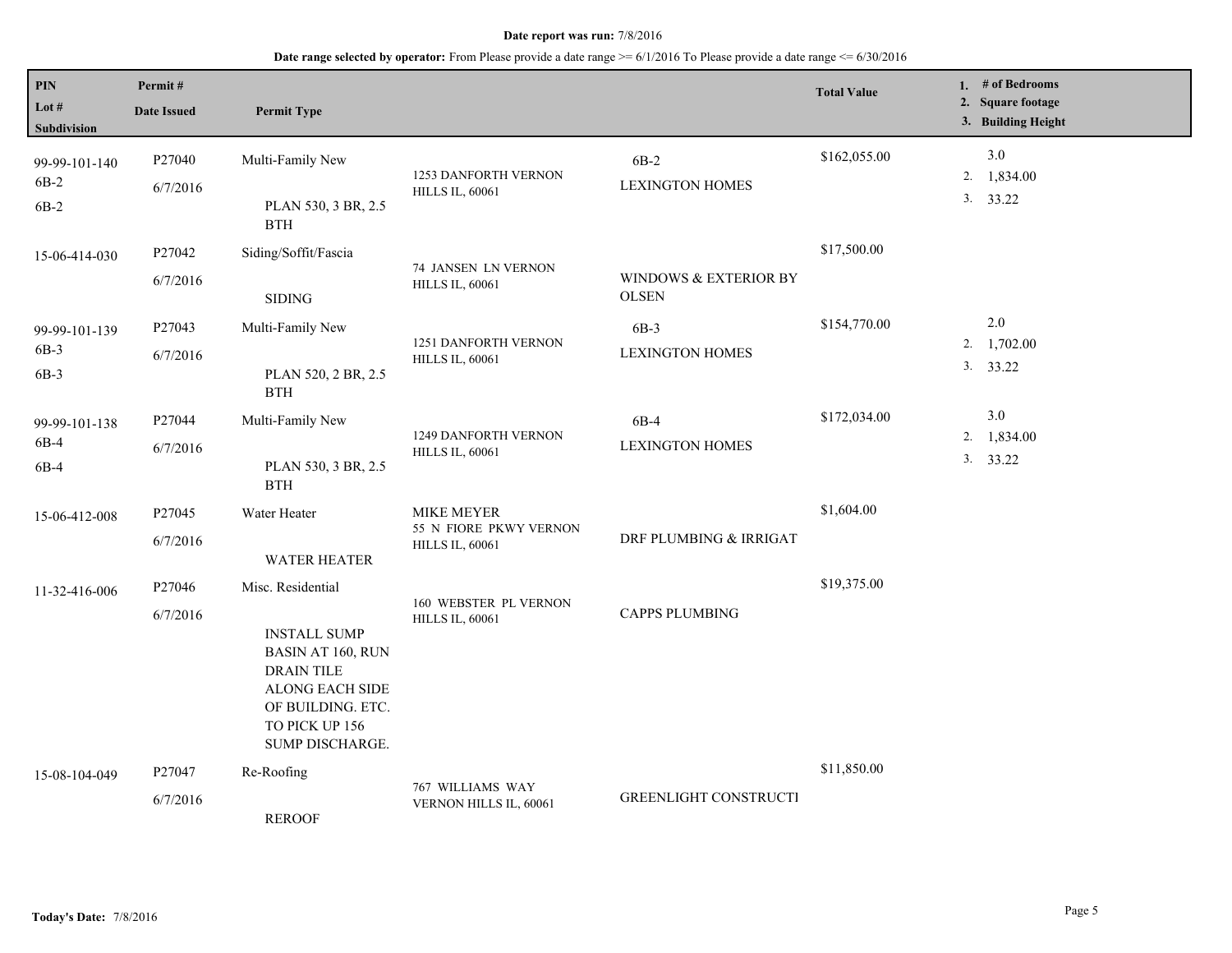**Date report was run:** 7/8/2016

**Date range selected by operator:** From Please provide a date range >= 6/1/2016 To Please provide a date range <= 6/30/2016

| PIN / Lot # / Subdivision | Permit # / Date Issued | Permit Type | | | Total Value | 1. # of Bedrooms 2. Square footage 3. Building Height |
|---|---|---|---|---|---|---|
| 99-99-101-140 6B-2 6B-2 | P27040 6/7/2016 | Multi-Family New PLAN 530, 3 BR, 2.5 BTH | 1253 DANFORTH VERNON HILLS IL, 60061 | 6B-2 LEXINGTON HOMES | $162,055.00 | 3.0 2. 1,834.00 3. 33.22 |
| 15-06-414-030 | P27042 6/7/2016 | Siding/Soffit/Fascia SIDING | 74 JANSEN LN VERNON HILLS IL, 60061 | WINDOWS & EXTERIOR BY OLSEN | $17,500.00 | |
| 99-99-101-139 6B-3 6B-3 | P27043 6/7/2016 | Multi-Family New PLAN 520, 2 BR, 2.5 BTH | 1251 DANFORTH VERNON HILLS IL, 60061 | 6B-3 LEXINGTON HOMES | $154,770.00 | 2.0 2. 1,702.00 3. 33.22 |
| 99-99-101-138 6B-4 6B-4 | P27044 6/7/2016 | Multi-Family New PLAN 530, 3 BR, 2.5 BTH | 1249 DANFORTH VERNON HILLS IL, 60061 | 6B-4 LEXINGTON HOMES | $172,034.00 | 3.0 2. 1,834.00 3. 33.22 |
| 15-06-412-008 | P27045 6/7/2016 | Water Heater WATER HEATER | MIKE MEYER 55 N FIORE PKWY VERNON HILLS IL, 60061 | DRF PLUMBING & IRRIGAT | $1,604.00 | |
| 11-32-416-006 | P27046 6/7/2016 | Misc. Residential INSTALL SUMP BASIN AT 160, RUN DRAIN TILE ALONG EACH SIDE OF BUILDING. ETC. TO PICK UP 156 SUMP DISCHARGE. | 160 WEBSTER PL VERNON HILLS IL, 60061 | CAPPS PLUMBING | $19,375.00 | |
| 15-08-104-049 | P27047 6/7/2016 | Re-Roofing REROOF | 767 WILLIAMS WAY VERNON HILLS IL, 60061 | GREENLIGHT CONSTRUCTI | $11,850.00 | |

**Today's Date:** 7/8/2016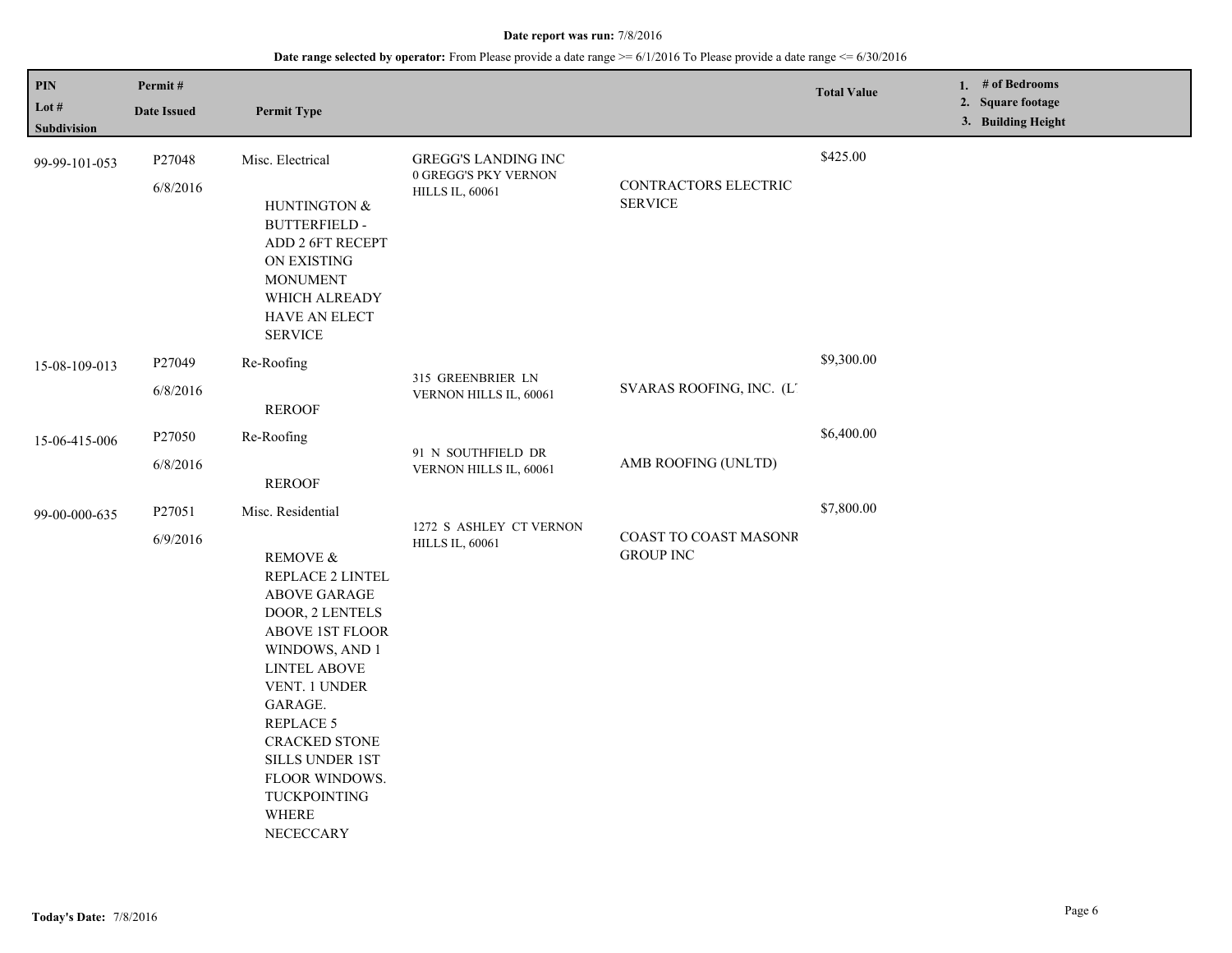**Date report was run:** 7/8/2016

**Date range selected by operator:** From Please provide a date range >= 6/1/2016 To Please provide a date range <= 6/30/2016

| PIN / Lot # / Subdivision | Permit # / Date Issued | Permit Type | | | Total Value | 1. # of Bedrooms 2. Square footage 3. Building Height |
|---|---|---|---|---|---|---|
| 99-99-101-053 | P27048 6/8/2016 | Misc. Electrical HUNTINGTON & BUTTERFIELD - ADD 2 6FT RECEPT ON EXISTING MONUMENT WHICH ALREADY HAVE AN ELECT SERVICE | GREGG'S LANDING INC 0 GREGG'S PKY VERNON HILLS IL, 60061 | CONTRACTORS ELECTRIC SERVICE | $425.00 | |
| 15-08-109-013 | P27049 6/8/2016 | Re-Roofing REROOF | 315 GREENBRIER LN VERNON HILLS IL, 60061 | SVARAS ROOFING, INC. (L | $9,300.00 | |
| 15-06-415-006 | P27050 6/8/2016 | Re-Roofing REROOF | 91 N SOUTHFIELD DR VERNON HILLS IL, 60061 | AMB ROOFING (UNLTD) | $6,400.00 | |
| 99-00-000-635 | P27051 6/9/2016 | Misc. Residential REMOVE & REPLACE 2 LINTEL ABOVE GARAGE DOOR, 2 LENTELS ABOVE 1ST FLOOR WINDOWS, AND 1 LINTEL ABOVE VENT. 1 UNDER GARAGE. REPLACE 5 CRACKED STONE SILLS UNDER 1ST FLOOR WINDOWS. TUCKPOINTING WHERE NECECCARY | 1272 S ASHLEY CT VERNON HILLS IL, 60061 | COAST TO COAST MASONR GROUP INC | $7,800.00 | |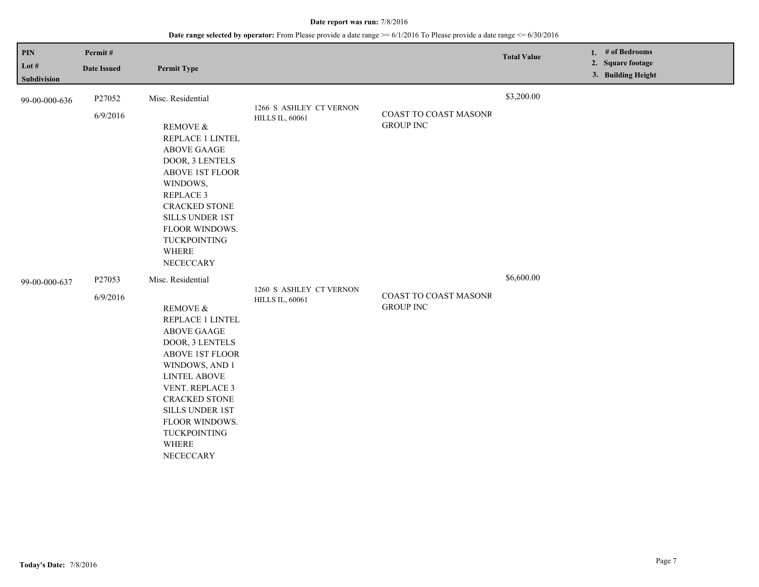**Date report was run:** 7/8/2016

**Date range selected by operator:** From Please provide a date range >= 6/1/2016 To Please provide a date range <= 6/30/2016

| PIN<br>Lot #<br>Subdivision | Permit #<br>Date Issued | Permit Type | | | Total Value | 1. # of Bedrooms<br>2. Square footage<br>3. Building Height |
|---|---|---|---|---|---|---|
| 99-00-000-636 | P27052<br>6/9/2016 | Misc. Residential<br><br>REMOVE & REPLACE 1 LINTEL ABOVE GAAGE DOOR, 3 LENTELS ABOVE 1ST FLOOR WINDOWS, REPLACE 3 CRACKED STONE SILLS UNDER 1ST FLOOR WINDOWS. TUCKPOINTING WHERE NECECCARY | 1266 S ASHLEY CT VERNON HILLS IL, 60061 | COAST TO COAST MASONR GROUP INC | $3,200.00 | |
| 99-00-000-637 | P27053<br>6/9/2016 | Misc. Residential<br><br>REMOVE & REPLACE 1 LINTEL ABOVE GAAGE DOOR, 3 LENTELS ABOVE 1ST FLOOR WINDOWS, AND 1 LINTEL ABOVE VENT. REPLACE 3 CRACKED STONE SILLS UNDER 1ST FLOOR WINDOWS. TUCKPOINTING WHERE NECECCARY | 1260 S ASHLEY CT VERNON HILLS IL, 60061 | COAST TO COAST MASONR GROUP INC | $6,600.00 | |

**Today's Date:** 7/8/2016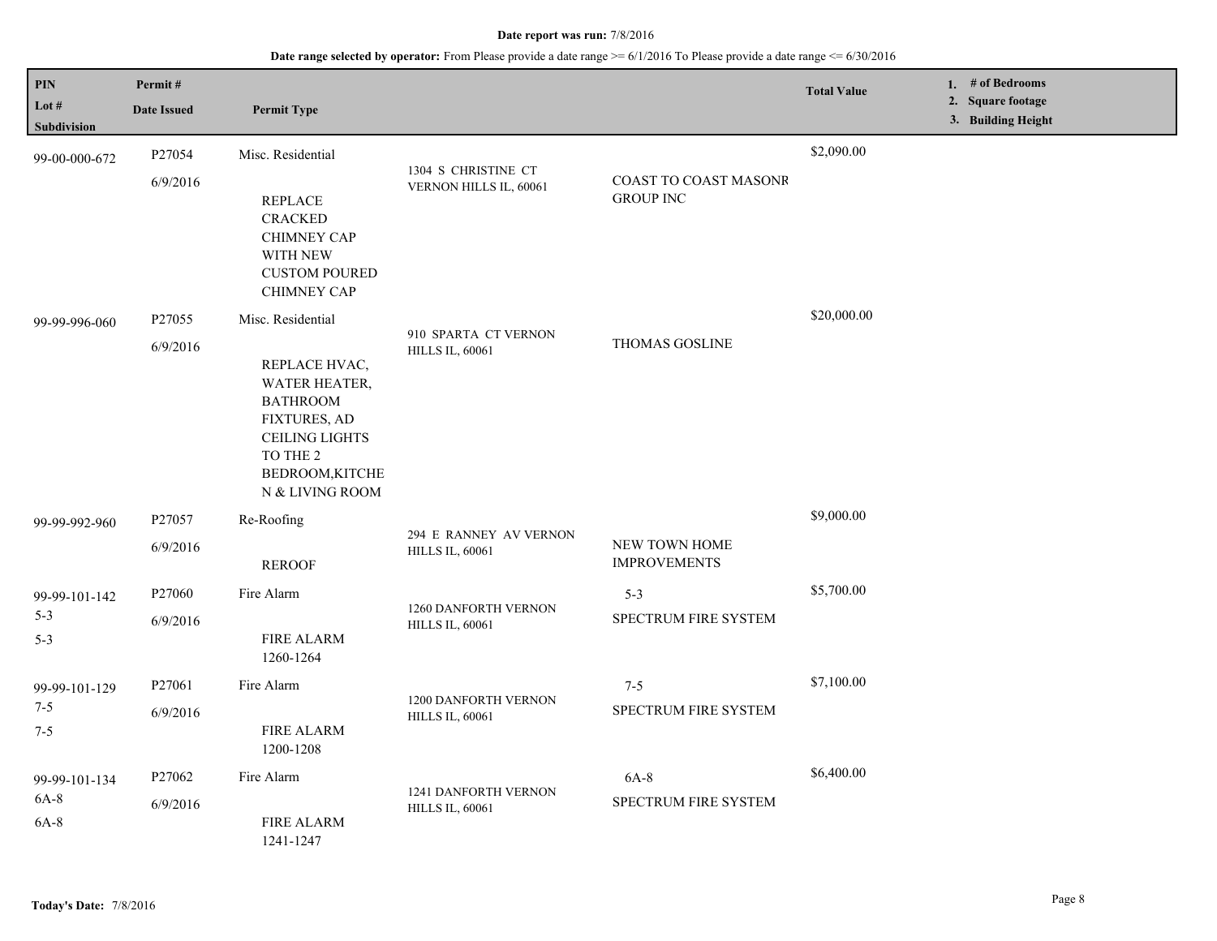**Date report was run:** 7/8/2016

**Date range selected by operator:** From Please provide a date range >= 6/1/2016 To Please provide a date range <= 6/30/2016

| PIN / Lot # / Subdivision | Permit # / Date Issued | Permit Type | | | Total Value | 1. # of Bedrooms 2. Square footage 3. Building Height |
|---|---|---|---|---|---|---|
| 99-00-000-672 | P27054 6/9/2016 | Misc. Residential REPLACE CRACKED CHIMNEY CAP WITH NEW CUSTOM POURED CHIMNEY CAP | 1304 S CHRISTINE CT VERNON HILLS IL, 60061 | COAST TO COAST MASONR GROUP INC | $2,090.00 | |
| 99-99-996-060 | P27055 6/9/2016 | Misc. Residential REPLACE HVAC, WATER HEATER, BATHROOM FIXTURES, AD CEILING LIGHTS TO THE 2 BEDROOM,KITCHE N & LIVING ROOM | 910 SPARTA CT VERNON HILLS IL, 60061 | THOMAS GOSLINE | $20,000.00 | |
| 99-99-992-960 | P27057 6/9/2016 | Re-Roofing REROOF | 294 E RANNEY AV VERNON HILLS IL, 60061 | NEW TOWN HOME IMPROVEMENTS | $9,000.00 | |
| 99-99-101-142 5-3 5-3 | P27060 6/9/2016 | Fire Alarm FIRE ALARM 1260-1264 | 1260 DANFORTH VERNON HILLS IL, 60061 | 5-3 SPECTRUM FIRE SYSTEM | $5,700.00 | |
| 99-99-101-129 7-5 7-5 | P27061 6/9/2016 | Fire Alarm FIRE ALARM 1200-1208 | 1200 DANFORTH VERNON HILLS IL, 60061 | 7-5 SPECTRUM FIRE SYSTEM | $7,100.00 | |
| 99-99-101-134 6A-8 6A-8 | P27062 6/9/2016 | Fire Alarm FIRE ALARM 1241-1247 | 1241 DANFORTH VERNON HILLS IL, 60061 | 6A-8 SPECTRUM FIRE SYSTEM | $6,400.00 | |

**Today's Date:** 7/8/2016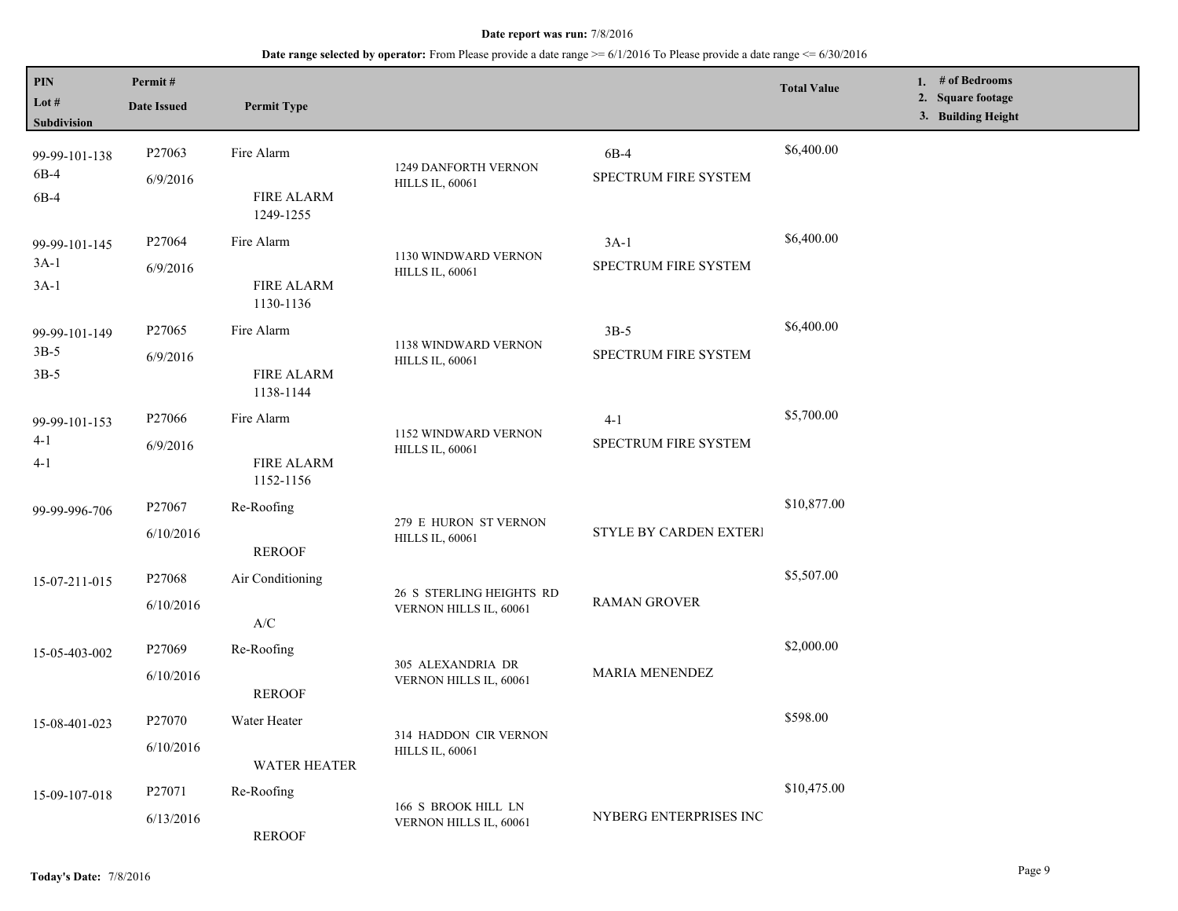**Date report was run:** 7/8/2016

**Date range selected by operator:** From Please provide a date range >= 6/1/2016 To Please provide a date range <= 6/30/2016

| PIN / Lot # / Subdivision | Permit # / Date Issued | Permit Type | | | Total Value | 1. # of Bedrooms 2. Square footage 3. Building Height |
|---|---|---|---|---|---|---|
| 99-99-101-138 6B-4 6B-4 | P27063 6/9/2016 | Fire Alarm FIRE ALARM 1249-1255 | 1249 DANFORTH VERNON HILLS IL, 60061 | 6B-4 SPECTRUM FIRE SYSTEM | $6,400.00 | |
| 99-99-101-145 3A-1 3A-1 | P27064 6/9/2016 | Fire Alarm FIRE ALARM 1130-1136 | 1130 WINDWARD VERNON HILLS IL, 60061 | 3A-1 SPECTRUM FIRE SYSTEM | $6,400.00 | |
| 99-99-101-149 3B-5 3B-5 | P27065 6/9/2016 | Fire Alarm FIRE ALARM 1138-1144 | 1138 WINDWARD VERNON HILLS IL, 60061 | 3B-5 SPECTRUM FIRE SYSTEM | $6,400.00 | |
| 99-99-101-153 4-1 4-1 | P27066 6/9/2016 | Fire Alarm FIRE ALARM 1152-1156 | 1152 WINDWARD VERNON HILLS IL, 60061 | 4-1 SPECTRUM FIRE SYSTEM | $5,700.00 | |
| 99-99-996-706 | P27067 6/10/2016 | Re-Roofing REROOF | 279 E HURON ST VERNON HILLS IL, 60061 | STYLE BY CARDEN EXTERI | $10,877.00 | |
| 15-07-211-015 | P27068 6/10/2016 | Air Conditioning A/C | 26 S STERLING HEIGHTS RD VERNON HILLS IL, 60061 | RAMAN GROVER | $5,507.00 | |
| 15-05-403-002 | P27069 6/10/2016 | Re-Roofing REROOF | 305 ALEXANDRIA DR VERNON HILLS IL, 60061 | MARIA MENENDEZ | $2,000.00 | |
| 15-08-401-023 | P27070 6/10/2016 | Water Heater WATER HEATER | 314 HADDON CIR VERNON HILLS IL, 60061 | | $598.00 | |
| 15-09-107-018 | P27071 6/13/2016 | Re-Roofing REROOF | 166 S BROOK HILL LN VERNON HILLS IL, 60061 | NYBERG ENTERPRISES INC | $10,475.00 | |

**Today's Date:** 7/8/2016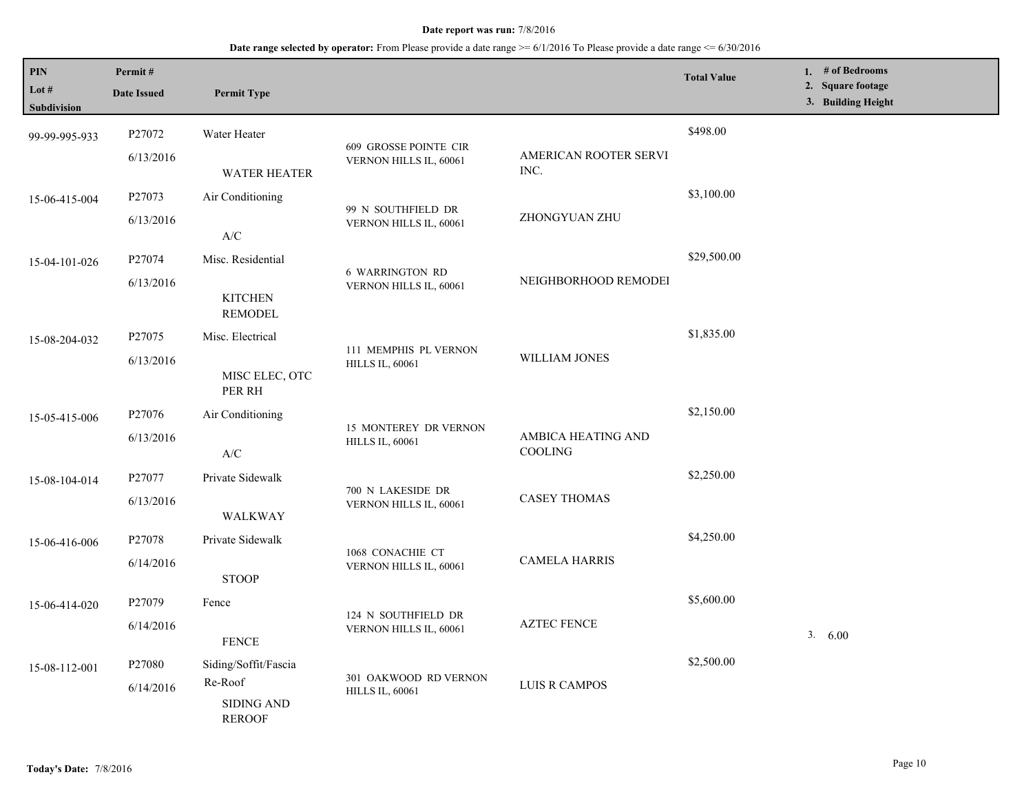**Date report was run:** 7/8/2016

**Date range selected by operator:** From Please provide a date range >= 6/1/2016 To Please provide a date range <= 6/30/2016

| PIN / Lot # / Subdivision | Permit # / Date Issued | Permit Type | | | Total Value | 1. # of Bedrooms 2. Square footage 3. Building Height |
|---|---|---|---|---|---|---|
| 99-99-995-933 | P27072 6/13/2016 | Water Heater WATER HEATER | 609 GROSSE POINTE CIR VERNON HILLS IL, 60061 | AMERICAN ROOTER SERVI INC. | $498.00 | |
| 15-06-415-004 | P27073 6/13/2016 | Air Conditioning A/C | 99 N SOUTHFIELD DR VERNON HILLS IL, 60061 | ZHONGYUAN ZHU | $3,100.00 | |
| 15-04-101-026 | P27074 6/13/2016 | Misc. Residential KITCHEN REMODEL | 6 WARRINGTON RD VERNON HILLS IL, 60061 | NEIGHBORHOOD REMODEI | $29,500.00 | |
| 15-08-204-032 | P27075 6/13/2016 | Misc. Electrical MISC ELEC, OTC PER RH | 111 MEMPHIS PL VERNON HILLS IL, 60061 | WILLIAM JONES | $1,835.00 | |
| 15-05-415-006 | P27076 6/13/2016 | Air Conditioning A/C | 15 MONTEREY DR VERNON HILLS IL, 60061 | AMBICA HEATING AND COOLING | $2,150.00 | |
| 15-08-104-014 | P27077 6/13/2016 | Private Sidewalk WALKWAY | 700 N LAKESIDE DR VERNON HILLS IL, 60061 | CASEY THOMAS | $2,250.00 | |
| 15-06-416-006 | P27078 6/14/2016 | Private Sidewalk STOOP | 1068 CONACHIE CT VERNON HILLS IL, 60061 | CAMELA HARRIS | $4,250.00 | |
| 15-06-414-020 | P27079 6/14/2016 | Fence FENCE | 124 N SOUTHFIELD DR VERNON HILLS IL, 60061 | AZTEC FENCE | $5,600.00 | 3. 6.00 |
| 15-08-112-001 | P27080 6/14/2016 | Siding/Soffit/Fascia Re-Roof SIDING AND REROOF | 301 OAKWOOD RD VERNON HILLS IL, 60061 | LUIS R CAMPOS | $2,500.00 | |

**Today's Date:** 7/8/2016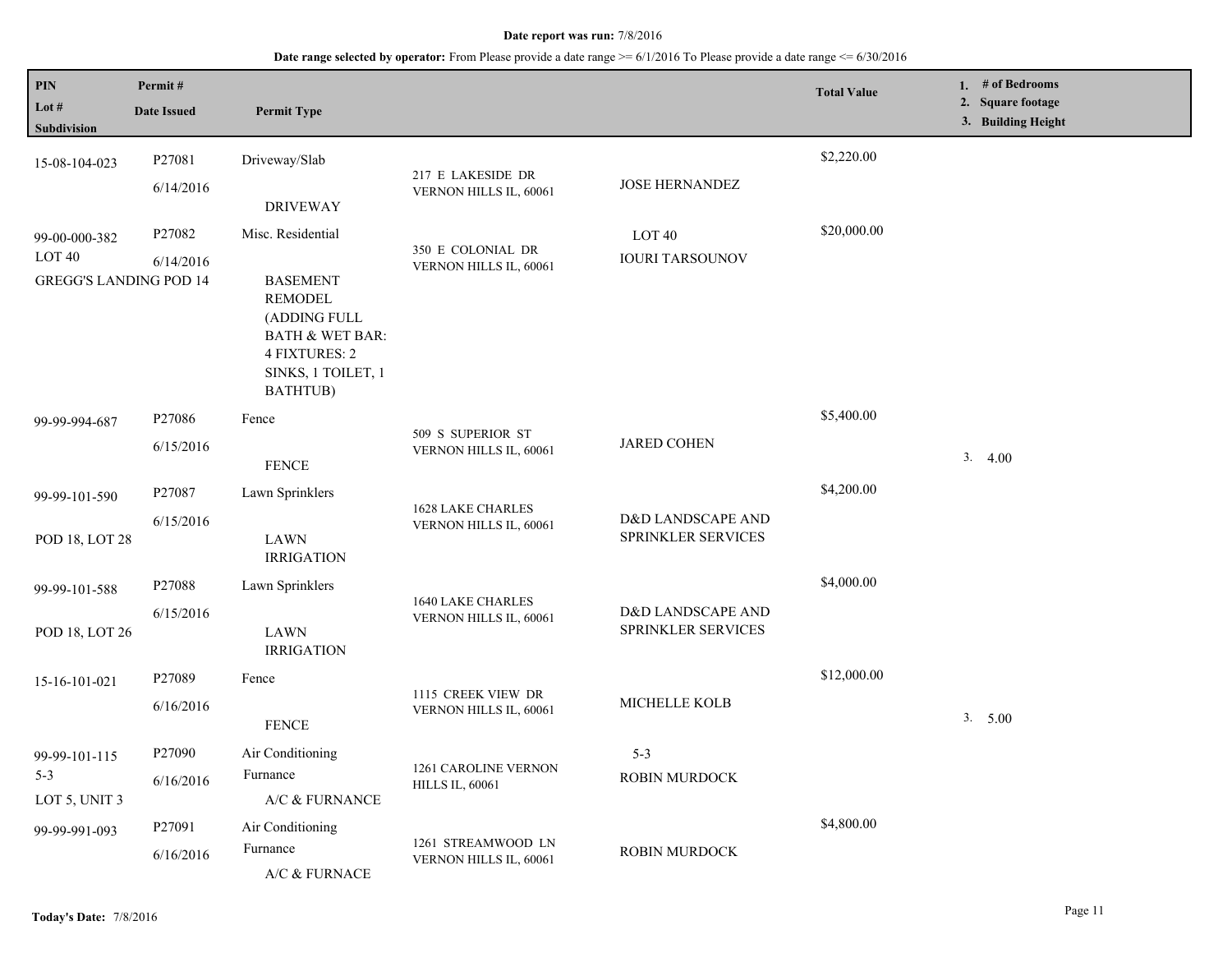**Date report was run:** 7/8/2016

**Date range selected by operator:** From Please provide a date range >= 6/1/2016 To Please provide a date range <= 6/30/2016

| PIN<br>Lot #<br>Subdivision | Permit #<br>Date Issued | Permit Type | | | Total Value | 1. # of Bedrooms<br>2. Square footage<br>3. Building Height |
|---|---|---|---|---|---|---|
| 15-08-104-023 | P27081<br>6/14/2016 | Driveway/Slab<br>DRIVEWAY | 217 E LAKESIDE DR<br>VERNON HILLS IL, 60061 | JOSE HERNANDEZ | $2,220.00 | |
| 99-00-000-382<br>LOT 40<br>GREGG'S LANDING POD 14 | P27082<br>6/14/2016 | Misc. Residential<br>BASEMENT REMODEL (ADDING FULL BATH & WET BAR: 4 FIXTURES: 2 SINKS, 1 TOILET, 1 BATHTUB) | 350 E COLONIAL DR<br>VERNON HILLS IL, 60061 | LOT 40<br>IOURI TARSOUNOV | $20,000.00 | |
| 99-99-994-687 | P27086<br>6/15/2016 | Fence<br>FENCE | 509 S SUPERIOR ST<br>VERNON HILLS IL, 60061 | JARED COHEN | $5,400.00 | 3. 4.00 |
| 99-99-101-590<br>POD 18, LOT 28 | P27087<br>6/15/2016 | Lawn Sprinklers<br>LAWN IRRIGATION | 1628 LAKE CHARLES<br>VERNON HILLS IL, 60061 | D&D LANDSCAPE AND SPRINKLER SERVICES | $4,200.00 | |
| 99-99-101-588<br>POD 18, LOT 26 | P27088<br>6/15/2016 | Lawn Sprinklers<br>LAWN IRRIGATION | 1640 LAKE CHARLES<br>VERNON HILLS IL, 60061 | D&D LANDSCAPE AND SPRINKLER SERVICES | $4,000.00 | |
| 15-16-101-021 | P27089<br>6/16/2016 | Fence<br>FENCE | 1115 CREEK VIEW DR<br>VERNON HILLS IL, 60061 | MICHELLE KOLB | $12,000.00 | 3. 5.00 |
| 99-99-101-115<br>5-3<br>LOT 5, UNIT 3 | P27090<br>6/16/2016 | Air Conditioning<br>Furnance<br>A/C & FURNANCE | 1261 CAROLINE VERNON HILLS IL, 60061 | 5-3<br>ROBIN MURDOCK | | |
| 99-99-991-093 | P27091<br>6/16/2016 | Air Conditioning<br>Furnance<br>A/C & FURNACE | 1261 STREAMWOOD LN<br>VERNON HILLS IL, 60061 | ROBIN MURDOCK | $4,800.00 | |

**Today's Date:** 7/8/2016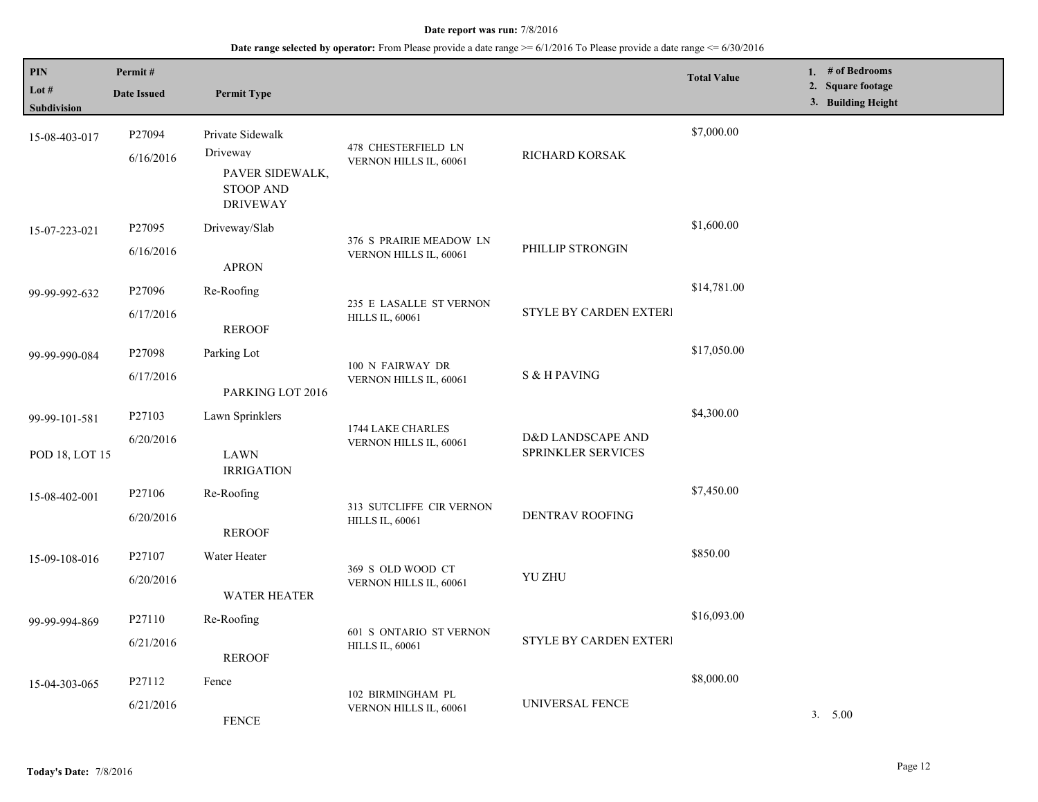**Date report was run:** 7/8/2016

**Date range selected by operator:** From Please provide a date range >= 6/1/2016 To Please provide a date range <= 6/30/2016

| PIN<br>Lot #<br>Subdivision | Permit #<br>Date Issued | Permit Type | | | Total Value | 1. # of Bedrooms<br>2. Square footage<br>3. Building Height |
|---|---|---|---|---|---|---|
| 15-08-403-017 | P27094<br>6/16/2016 | Private Sidewalk<br>Driveway<br>PAVER SIDEWALK, STOOP AND DRIVEWAY | 478 CHESTERFIELD LN VERNON HILLS IL, 60061 | RICHARD KORSAK | $7,000.00 | |
| 15-07-223-021 | P27095<br>6/16/2016 | Driveway/Slab<br>APRON | 376 S PRAIRIE MEADOW LN VERNON HILLS IL, 60061 | PHILLIP STRONGIN | $1,600.00 | |
| 99-99-992-632 | P27096<br>6/17/2016 | Re-Roofing<br>REROOF | 235 E LASALLE ST VERNON HILLS IL, 60061 | STYLE BY CARDEN EXTERI | $14,781.00 | |
| 99-99-990-084 | P27098<br>6/17/2016 | Parking Lot<br>PARKING LOT 2016 | 100 N FAIRWAY DR VERNON HILLS IL, 60061 | S & H PAVING | $17,050.00 | |
| 99-99-101-581<br>POD 18, LOT 15 | P27103<br>6/20/2016 | Lawn Sprinklers<br>LAWN IRRIGATION | 1744 LAKE CHARLES VERNON HILLS IL, 60061 | D&D LANDSCAPE AND SPRINKLER SERVICES | $4,300.00 | |
| 15-08-402-001 | P27106<br>6/20/2016 | Re-Roofing<br>REROOF | 313 SUTCLIFFE CIR VERNON HILLS IL, 60061 | DENTRAV ROOFING | $7,450.00 | |
| 15-09-108-016 | P27107<br>6/20/2016 | Water Heater<br>WATER HEATER | 369 S OLD WOOD CT VERNON HILLS IL, 60061 | YU ZHU | $850.00 | |
| 99-99-994-869 | P27110<br>6/21/2016 | Re-Roofing<br>REROOF | 601 S ONTARIO ST VERNON HILLS IL, 60061 | STYLE BY CARDEN EXTERI | $16,093.00 | |
| 15-04-303-065 | P27112<br>6/21/2016 | Fence<br>FENCE | 102 BIRMINGHAM PL VERNON HILLS IL, 60061 | UNIVERSAL FENCE | $8,000.00 | 3. 5.00 |

**Today's Date:** 7/8/2016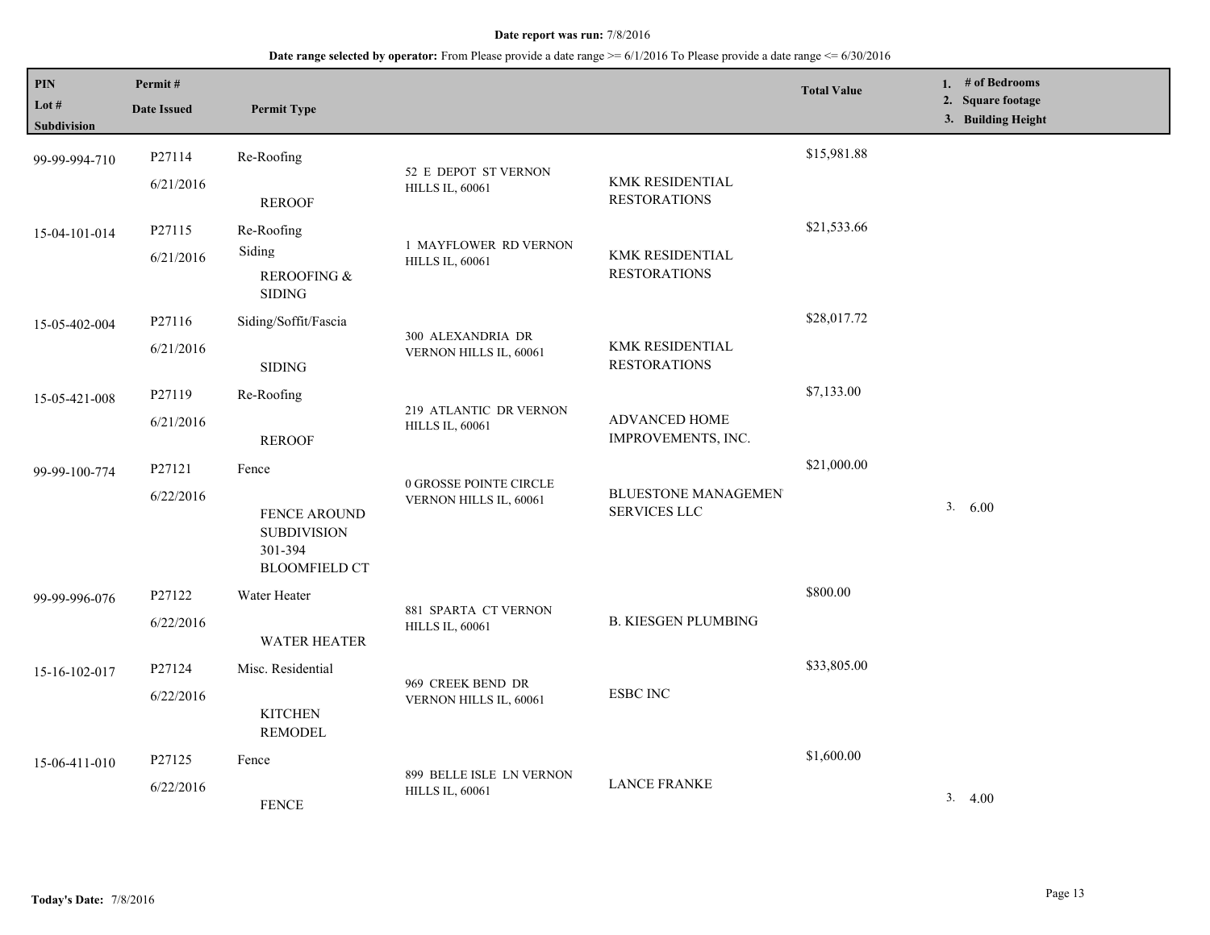**Date report was run:** 7/8/2016

**Date range selected by operator:** From Please provide a date range >= 6/1/2016 To Please provide a date range <= 6/30/2016

| PIN / Lot # / Subdivision | Permit # / Date Issued | Permit Type | Address | Contractor | Total Value | 1. # of Bedrooms 2. Square footage 3. Building Height |
|---|---|---|---|---|---|---|
| 99-99-994-710 | P27114 6/21/2016 | Re-Roofing REROOF | 52 E DEPOT ST VERNON HILLS IL, 60061 | KMK RESIDENTIAL RESTORATIONS | $15,981.88 | |
| 15-04-101-014 | P27115 6/21/2016 | Re-Roofing Siding REROOFING & SIDING | 1 MAYFLOWER RD VERNON HILLS IL, 60061 | KMK RESIDENTIAL RESTORATIONS | $21,533.66 | |
| 15-05-402-004 | P27116 6/21/2016 | Siding/Soffit/Fascia SIDING | 300 ALEXANDRIA DR VERNON HILLS IL, 60061 | KMK RESIDENTIAL RESTORATIONS | $28,017.72 | |
| 15-05-421-008 | P27119 6/21/2016 | Re-Roofing REROOF | 219 ATLANTIC DR VERNON HILLS IL, 60061 | ADVANCED HOME IMPROVEMENTS, INC. | $7,133.00 | |
| 99-99-100-774 | P27121 6/22/2016 | Fence FENCE AROUND SUBDIVISION 301-394 BLOOMFIELD CT | 0 GROSSE POINTE CIRCLE VERNON HILLS IL, 60061 | BLUESTONE MANAGEMEN SERVICES LLC | $21,000.00 | 3. 6.00 |
| 99-99-996-076 | P27122 6/22/2016 | Water Heater WATER HEATER | 881 SPARTA CT VERNON HILLS IL, 60061 | B. KIESGEN PLUMBING | $800.00 | |
| 15-16-102-017 | P27124 6/22/2016 | Misc. Residential KITCHEN REMODEL | 969 CREEK BEND DR VERNON HILLS IL, 60061 | ESBC INC | $33,805.00 | |
| 15-06-411-010 | P27125 6/22/2016 | Fence FENCE | 899 BELLE ISLE LN VERNON HILLS IL, 60061 | LANCE FRANKE | $1,600.00 | 3. 4.00 |

**Today's Date:** 7/8/2016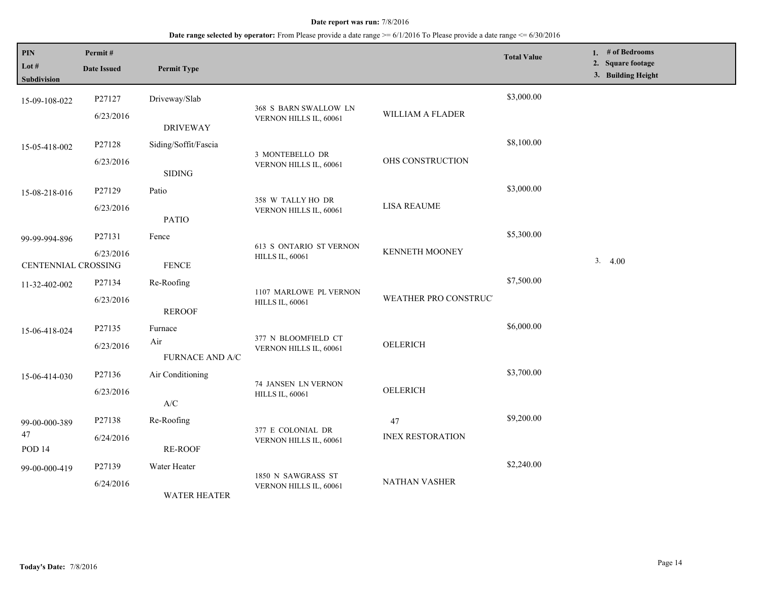**Date report was run:** 7/8/2016

**Date range selected by operator:** From Please provide a date range >= 6/1/2016 To Please provide a date range <= 6/30/2016

| PIN / Lot # / Subdivision | Permit # / Date Issued | Permit Type | | | Total Value | 1. # of Bedrooms 2. Square footage 3. Building Height |
|---|---|---|---|---|---|---|
| 15-09-108-022 | P27127 6/23/2016 | Driveway/Slab DRIVEWAY | 368 S BARN SWALLOW LN VERNON HILLS IL, 60061 | WILLIAM A FLADER | $3,000.00 | |
| 15-05-418-002 | P27128 6/23/2016 | Siding/Soffit/Fascia SIDING | 3 MONTEBELLO DR VERNON HILLS IL, 60061 | OHS CONSTRUCTION | $8,100.00 | |
| 15-08-218-016 | P27129 6/23/2016 | Patio PATIO | 358 W TALLY HO DR VERNON HILLS IL, 60061 | LISA REAUME | $3,000.00 | |
| 99-99-994-896 CENTENNIAL CROSSING | P27131 6/23/2016 | Fence FENCE | 613 S ONTARIO ST VERNON HILLS IL, 60061 | KENNETH MOONEY | $5,300.00 | 3. 4.00 |
| 11-32-402-002 | P27134 6/23/2016 | Re-Roofing REROOF | 1107 MARLOWE PL VERNON HILLS IL, 60061 | WEATHER PRO CONSTRUC | $7,500.00 | |
| 15-06-418-024 | P27135 6/23/2016 | Furnace Air FURNACE AND A/C | 377 N BLOOMFIELD CT VERNON HILLS IL, 60061 | OELERICH | $6,000.00 | |
| 15-06-414-030 | P27136 6/23/2016 | Air Conditioning A/C | 74 JANSEN LN VERNON HILLS IL, 60061 | OELERICH | $3,700.00 | |
| 99-00-000-389 47 POD 14 | P27138 6/24/2016 | Re-Roofing RE-ROOF | 377 E COLONIAL DR VERNON HILLS IL, 60061 | 47 INEX RESTORATION | $9,200.00 | |
| 99-00-000-419 | P27139 6/24/2016 | Water Heater WATER HEATER | 1850 N SAWGRASS ST VERNON HILLS IL, 60061 | NATHAN VASHER | $2,240.00 | |

**Today's Date:** 7/8/2016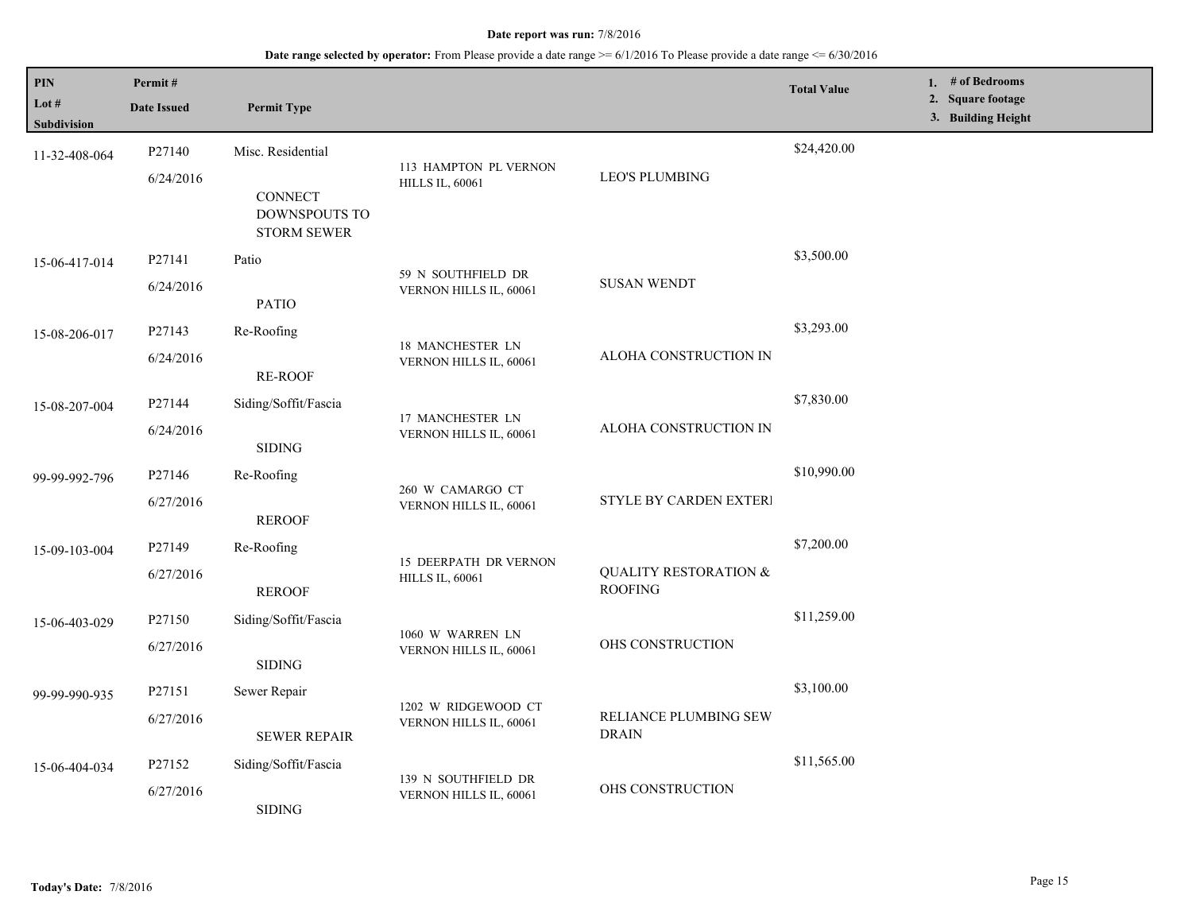**Date report was run:** 7/8/2016

**Date range selected by operator:** From Please provide a date range >= 6/1/2016 To Please provide a date range <= 6/30/2016

| PIN<br>Lot #<br>Subdivision | Permit #<br>Date Issued | Permit Type | | | Total Value | 1. # of Bedrooms<br>2. Square footage<br>3. Building Height |
|---|---|---|---|---|---|---|
| 11-32-408-064 | P27140<br>6/24/2016 | Misc. Residential<br>CONNECT DOWNSPOUTS TO STORM SEWER | 113 HAMPTON PL VERNON HILLS IL, 60061 | LEO'S PLUMBING | $24,420.00 | |
| 15-06-417-014 | P27141<br>6/24/2016 | Patio<br>PATIO | 59 N SOUTHFIELD DR VERNON HILLS IL, 60061 | SUSAN WENDT | $3,500.00 | |
| 15-08-206-017 | P27143<br>6/24/2016 | Re-Roofing<br>RE-ROOF | 18 MANCHESTER LN VERNON HILLS IL, 60061 | ALOHA CONSTRUCTION IN | $3,293.00 | |
| 15-08-207-004 | P27144<br>6/24/2016 | Siding/Soffit/Fascia<br>SIDING | 17 MANCHESTER LN VERNON HILLS IL, 60061 | ALOHA CONSTRUCTION IN | $7,830.00 | |
| 99-99-992-796 | P27146<br>6/27/2016 | Re-Roofing<br>REROOF | 260 W CAMARGO CT VERNON HILLS IL, 60061 | STYLE BY CARDEN EXTERI | $10,990.00 | |
| 15-09-103-004 | P27149<br>6/27/2016 | Re-Roofing<br>REROOF | 15 DEERPATH DR VERNON HILLS IL, 60061 | QUALITY RESTORATION & ROOFING | $7,200.00 | |
| 15-06-403-029 | P27150<br>6/27/2016 | Siding/Soffit/Fascia<br>SIDING | 1060 W WARREN LN VERNON HILLS IL, 60061 | OHS CONSTRUCTION | $11,259.00 | |
| 99-99-990-935 | P27151<br>6/27/2016 | Sewer Repair<br>SEWER REPAIR | 1202 W RIDGEWOOD CT VERNON HILLS IL, 60061 | RELIANCE PLUMBING SEW DRAIN | $3,100.00 | |
| 15-06-404-034 | P27152<br>6/27/2016 | Siding/Soffit/Fascia<br>SIDING | 139 N SOUTHFIELD DR VERNON HILLS IL, 60061 | OHS CONSTRUCTION | $11,565.00 | |

**Today's Date:** 7/8/2016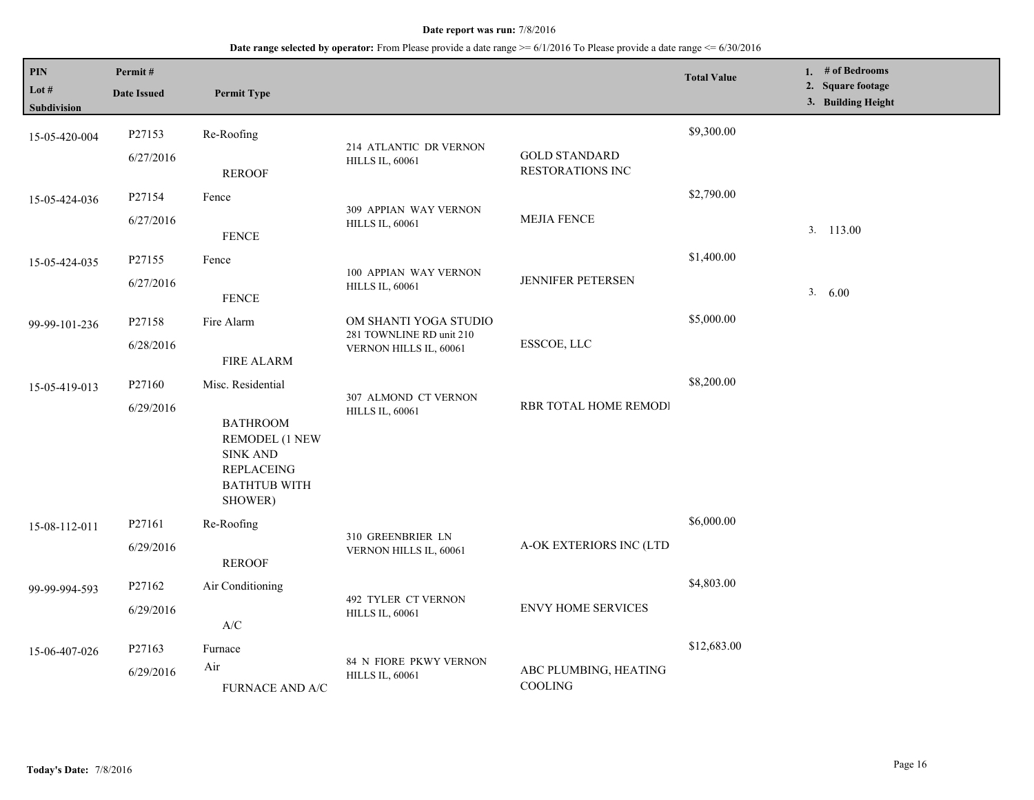**Date report was run:** 7/8/2016

**Date range selected by operator:** From Please provide a date range >= 6/1/2016 To Please provide a date range <= 6/30/2016

| PIN / Lot # / Subdivision | Permit # / Date Issued | Permit Type | | | Total Value | 1. # of Bedrooms 2. Square footage 3. Building Height |
|---|---|---|---|---|---|---|
| 15-05-420-004 | P27153 6/27/2016 | Re-Roofing REROOF | 214 ATLANTIC DR VERNON HILLS IL, 60061 | GOLD STANDARD RESTORATIONS INC | $9,300.00 | |
| 15-05-424-036 | P27154 6/27/2016 | Fence FENCE | 309 APPIAN WAY VERNON HILLS IL, 60061 | MEJIA FENCE | $2,790.00 | 3. 113.00 |
| 15-05-424-035 | P27155 6/27/2016 | Fence FENCE | 100 APPIAN WAY VERNON HILLS IL, 60061 | JENNIFER PETERSEN | $1,400.00 | 3. 6.00 |
| 99-99-101-236 | P27158 6/28/2016 | Fire Alarm FIRE ALARM | OM SHANTI YOGA STUDIO 281 TOWNLINE RD unit 210 VERNON HILLS IL, 60061 | ESSCOE, LLC | $5,000.00 | |
| 15-05-419-013 | P27160 6/29/2016 | Misc. Residential BATHROOM REMODEL (1 NEW SINK AND REPLACEING BATHTUB WITH SHOWER) | 307 ALMOND CT VERNON HILLS IL, 60061 | RBR TOTAL HOME REMODI | $8,200.00 | |
| 15-08-112-011 | P27161 6/29/2016 | Re-Roofing REROOF | 310 GREENBRIER LN VERNON HILLS IL, 60061 | A-OK EXTERIORS INC (LTD | $6,000.00 | |
| 99-99-994-593 | P27162 6/29/2016 | Air Conditioning A/C | 492 TYLER CT VERNON HILLS IL, 60061 | ENVY HOME SERVICES | $4,803.00 | |
| 15-06-407-026 | P27163 6/29/2016 | Furnace Air FURNACE AND A/C | 84 N FIORE PKWY VERNON HILLS IL, 60061 | ABC PLUMBING, HEATING COOLING | $12,683.00 | |

**Today's Date:** 7/8/2016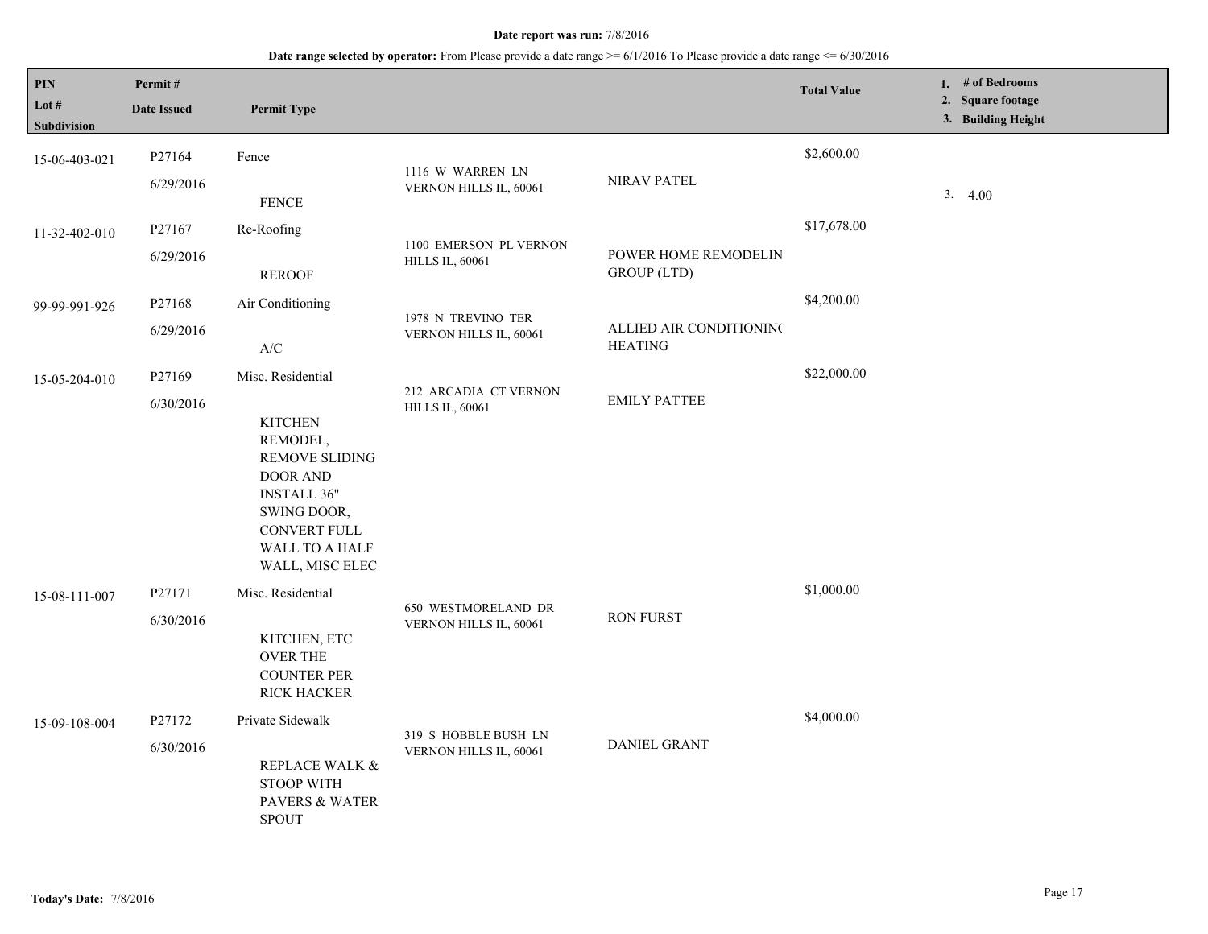**Date report was run:** 7/8/2016

**Date range selected by operator:** From Please provide a date range >= 6/1/2016 To Please provide a date range <= 6/30/2016

| PIN<br>Lot #<br>Subdivision | Permit #<br>Date Issued | Permit Type | | | Total Value | 1. # of Bedrooms<br>2. Square footage<br>3. Building Height |
|---|---|---|---|---|---|---|
| 15-06-403-021 | P27164<br>6/29/2016 | Fence<br><br>FENCE | 1116 W WARREN LN VERNON HILLS IL, 60061 | NIRAV PATEL | $2,600.00 | 3. 4.00 |
| 11-32-402-010 | P27167<br>6/29/2016 | Re-Roofing<br><br>REROOF | 1100 EMERSON PL VERNON HILLS IL, 60061 | POWER HOME REMODELIN GROUP (LTD) | $17,678.00 | |
| 99-99-991-926 | P27168<br>6/29/2016 | Air Conditioning<br><br>A/C | 1978 N TREVINO TER VERNON HILLS IL, 60061 | ALLIED AIR CONDITIONIN( HEATING | $4,200.00 | |
| 15-05-204-010 | P27169<br>6/30/2016 | Misc. Residential<br><br>KITCHEN REMODEL, REMOVE SLIDING DOOR AND INSTALL 36" SWING DOOR, CONVERT FULL WALL TO A HALF WALL, MISC ELEC | 212 ARCADIA CT VERNON HILLS IL, 60061 | EMILY PATTEE | $22,000.00 | |
| 15-08-111-007 | P27171<br>6/30/2016 | Misc. Residential<br><br>KITCHEN, ETC OVER THE COUNTER PER RICK HACKER | 650 WESTMORELAND DR VERNON HILLS IL, 60061 | RON FURST | $1,000.00 | |
| 15-09-108-004 | P27172<br>6/30/2016 | Private Sidewalk<br><br>REPLACE WALK & STOOP WITH PAVERS & WATER SPOUT | 319 S HOBBLE BUSH LN VERNON HILLS IL, 60061 | DANIEL GRANT | $4,000.00 | |

**Today's Date:** 7/8/2016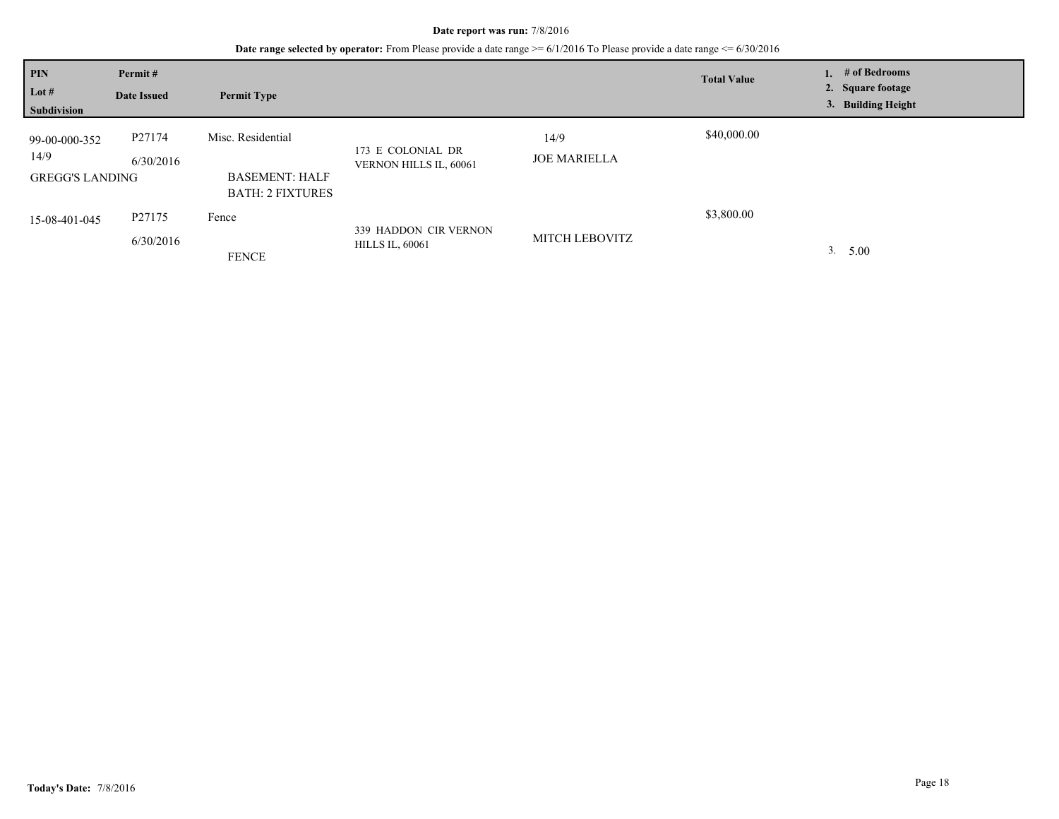**Date report was run:** 7/8/2016

**Date range selected by operator:** From Please provide a date range >= 6/1/2016 To Please provide a date range <= 6/30/2016

| PIN / Lot # / Subdivision | Permit # / Date Issued | Permit Type | | | Total Value | 1. # of Bedrooms 2. Square footage 3. Building Height |
|---|---|---|---|---|---|---|
| 99-00-000-352<br>14/9<br>GREGG'S LANDING | P27174<br>6/30/2016 | Misc. Residential<br>BASEMENT: HALF BATH: 2 FIXTURES | 173 E COLONIAL DR VERNON HILLS IL, 60061 | 14/9<br>JOE MARIELLA | $40,000.00 | |
| 15-08-401-045 | P27175<br>6/30/2016 | Fence<br>FENCE | 339 HADDON CIR VERNON HILLS IL, 60061 | MITCH LEBOVITZ | $3,800.00 | 3. 5.00 |

**Today's Date:** 7/8/2016